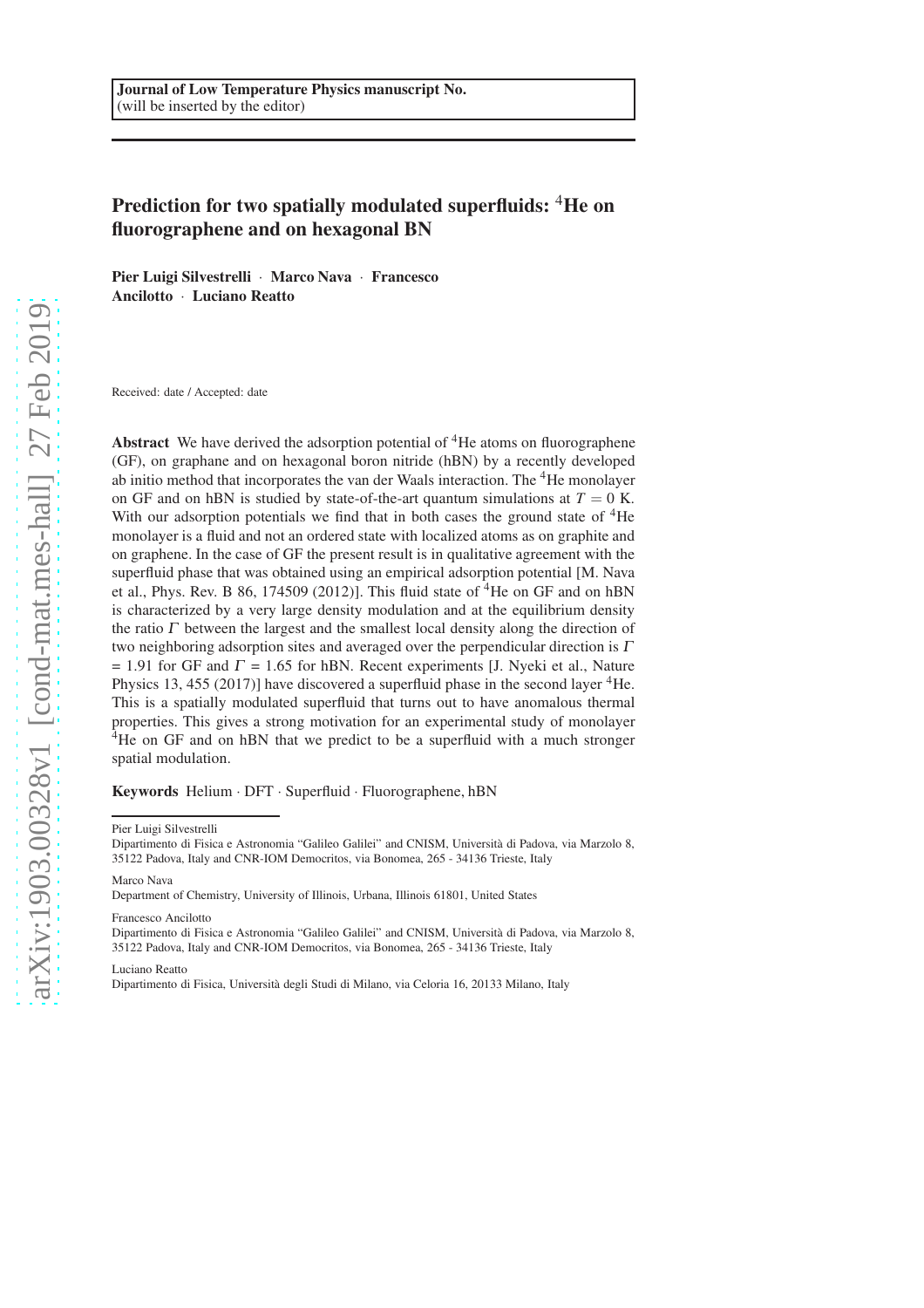Journal of Low Temperature Physics manuscript No.
(will be inserted by the editor)

# Prediction for two spatially modulated superfluids: $^4$He on fluorographene and on hexagonal BN

**Pier Luigi Silvestrelli** · **Marco Nava** · **Francesco Ancilotto** · **Luciano Reatto**

Received: date / Accepted: date

**Abstract** We have derived the adsorption potential of $^4$He atoms on fluorographene (GF), on graphane and on hexagonal boron nitride (hBN) by a recently developed ab initio method that incorporates the van der Waals interaction. The $^4$He monolayer on GF and on hBN is studied by state-of-the-art quantum simulations at $T = 0$ K. With our adsorption potentials we find that in both cases the ground state of $^4$He monolayer is a fluid and not an ordered state with localized atoms as on graphite and on graphene. In the case of GF the present result is in qualitative agreement with the superfluid phase that was obtained using an empirical adsorption potential [M. Nava et al., Phys. Rev. B 86, 174509 (2012)]. This fluid state of $^4$He on GF and on hBN is characterized by a very large density modulation and at the equilibrium density the ratio $\Gamma$ between the largest and the smallest local density along the direction of two neighboring adsorption sites and averaged over the perpendicular direction is $\Gamma = 1.91$ for GF and $\Gamma = 1.65$ for hBN. Recent experiments [J. Nyeki et al., Nature Physics 13, 455 (2017)] have discovered a superfluid phase in the second layer $^4$He. This is a spatially modulated superfluid that turns out to have anomalous thermal properties. This gives a strong motivation for an experimental study of monolayer $^4$He on GF and on hBN that we predict to be a superfluid with a much stronger spatial modulation.

**Keywords** Helium · DFT · Superfluid · Fluorographene, hBN

---

Pier Luigi Silvestrelli
Dipartimento di Fisica e Astronomia "Galileo Galilei" and CNISM, Università di Padova, via Marzolo 8, 35122 Padova, Italy and CNR-IOM Democritos, via Bonomea, 265 - 34136 Trieste, Italy

Marco Nava
Department of Chemistry, University of Illinois, Urbana, Illinois 61801, United States

Francesco Ancilotto
Dipartimento di Fisica e Astronomia "Galileo Galilei" and CNISM, Università di Padova, via Marzolo 8, 35122 Padova, Italy and CNR-IOM Democritos, via Bonomea, 265 - 34136 Trieste, Italy

Luciano Reatto
Dipartimento di Fisica, Università degli Studi di Milano, via Celoria 16, 20133 Milano, Italy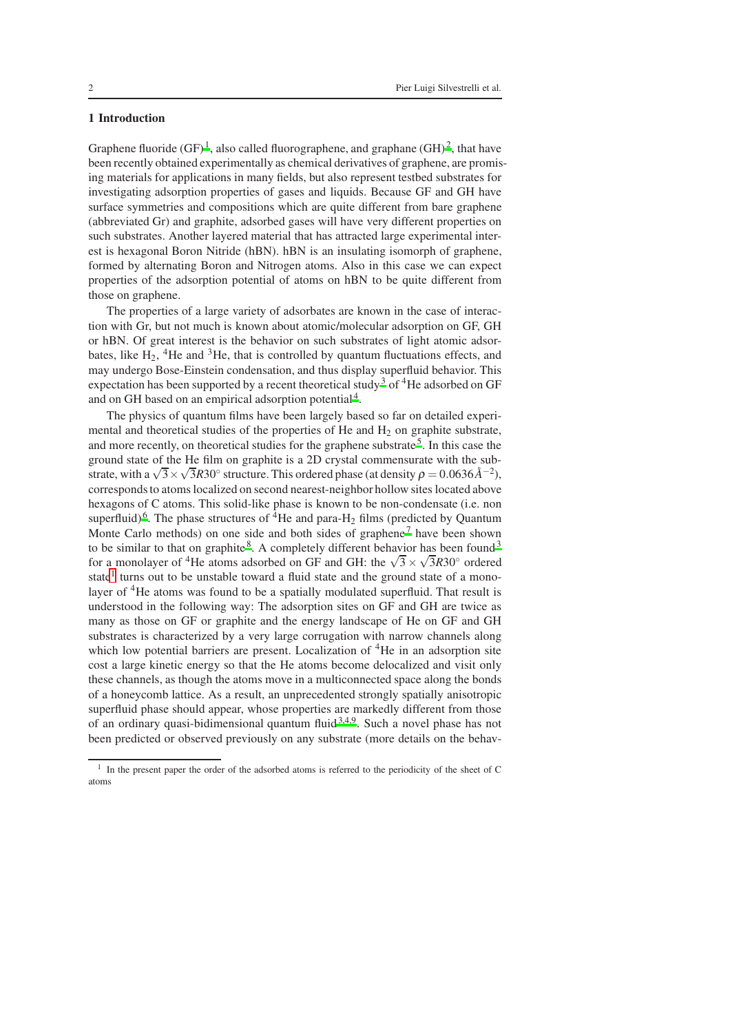## 1 Introduction

Graphene fluoride (GF)[1], also called fluorographene, and graphane (GH)[2], that have been recently obtained experimentally as chemical derivatives of graphene, are promising materials for applications in many fields, but also represent testbed substrates for investigating adsorption properties of gases and liquids. Because GF and GH have surface symmetries and compositions which are quite different from bare graphene (abbreviated Gr) and graphite, adsorbed gases will have very different properties on such substrates. Another layered material that has attracted large experimental interest is hexagonal Boron Nitride (hBN). hBN is an insulating isomorph of graphene, formed by alternating Boron and Nitrogen atoms. Also in this case we can expect properties of the adsorption potential of atoms on hBN to be quite different from those on graphene.

The properties of a large variety of adsorbates are known in the case of interaction with Gr, but not much is known about atomic/molecular adsorption on GF, GH or hBN. Of great interest is the behavior on such substrates of light atomic adsorbates, like $H_2$, $^4$He and $^3$He, that is controlled by quantum fluctuations effects, and may undergo Bose-Einstein condensation, and thus display superfluid behavior. This expectation has been supported by a recent theoretical study[3] of $^4$He adsorbed on GF and on GH based on an empirical adsorption potential[4].

The physics of quantum films have been largely based so far on detailed experimental and theoretical studies of the properties of He and $H_2$ on graphite substrate, and more recently, on theoretical studies for the graphene substrate[5]. In this case the ground state of the He film on graphite is a 2D crystal commensurate with the substrate, with a $\sqrt{3}\times\sqrt{3}R30^\circ$ structure. This ordered phase (at density $\rho = 0.0636\text{Å}^{-2}$), corresponds to atoms localized on second nearest-neighbor hollow sites located above hexagons of C atoms. This solid-like phase is known to be non-condensate (i.e. non superfluid)[6]. The phase structures of $^4$He and para-$H_2$ films (predicted by Quantum Monte Carlo methods) on one side and both sides of graphene[7] have been shown to be similar to that on graphite[8]. A completely different behavior has been found[3] for a monolayer of $^4$He atoms adsorbed on GF and GH: the $\sqrt{3}\times\sqrt{3}R30^\circ$ ordered state[1] turns out to be unstable toward a fluid state and the ground state of a monolayer of $^4$He atoms was found to be a spatially modulated superfluid. That result is understood in the following way: The adsorption sites on GF and GH are twice as many as those on GF or graphite and the energy landscape of He on GF and GH substrates is characterized by a very large corrugation with narrow channels along which low potential barriers are present. Localization of $^4$He in an adsorption site cost a large kinetic energy so that the He atoms become delocalized and visit only these channels, as though the atoms move in a multiconnected space along the bonds of a honeycomb lattice. As a result, an unprecedented strongly spatially anisotropic superfluid phase should appear, whose properties are markedly different from those of an ordinary quasi-bidimensional quantum fluid[3,4,9]. Such a novel phase has not been predicted or observed previously on any substrate (more details on the behav-

[1] In the present paper the order of the adsorbed atoms is referred to the periodicity of the sheet of C atoms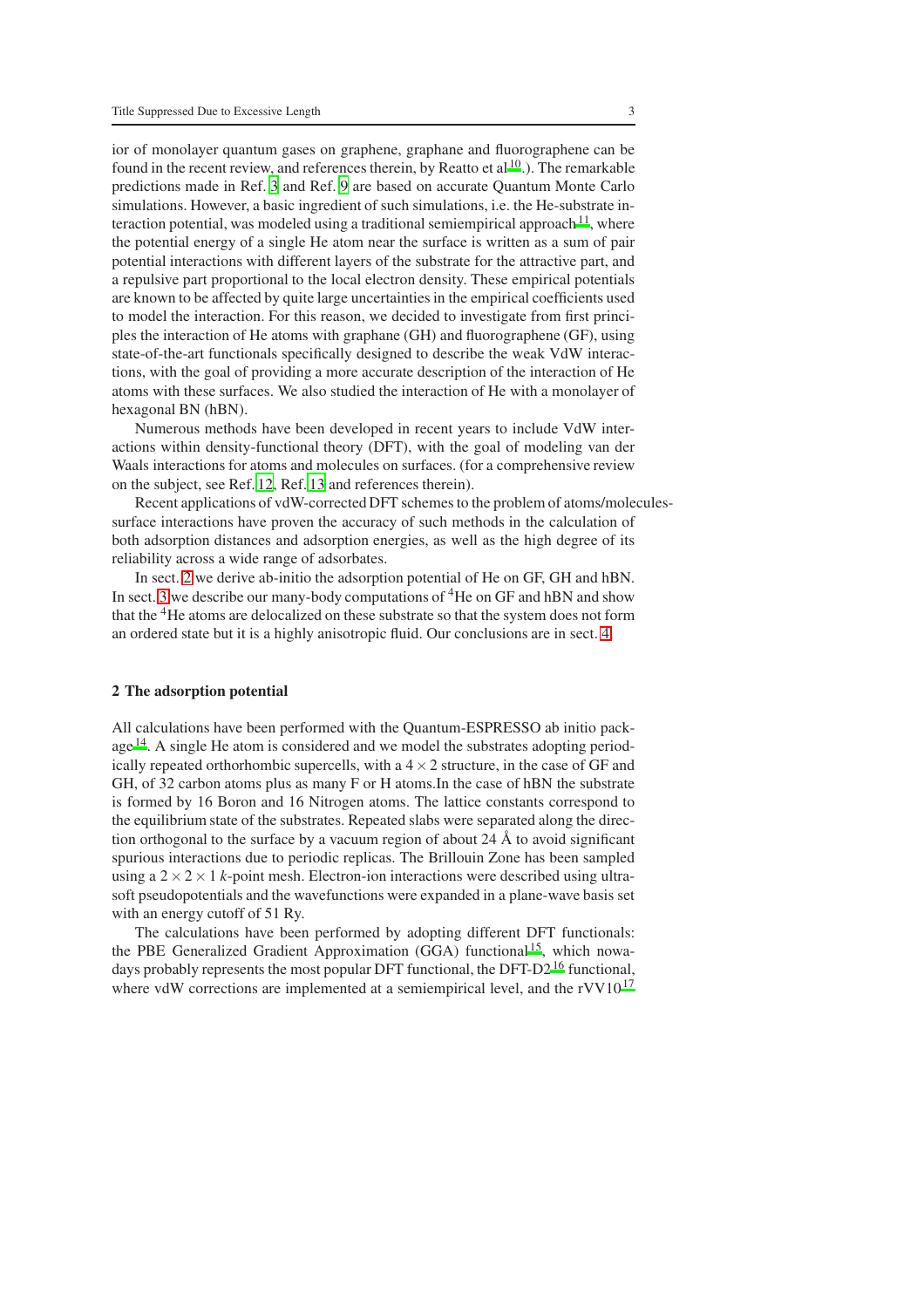ior of monolayer quantum gases on graphene, graphane and fluorographene can be found in the recent review, and references therein, by Reatto et al[10].). The remarkable predictions made in Ref. 3 and Ref. 9 are based on accurate Quantum Monte Carlo simulations. However, a basic ingredient of such simulations, i.e. the He-substrate interaction potential, was modeled using a traditional semiempirical approach[11], where the potential energy of a single He atom near the surface is written as a sum of pair potential interactions with different layers of the substrate for the attractive part, and a repulsive part proportional to the local electron density. These empirical potentials are known to be affected by quite large uncertainties in the empirical coefficients used to model the interaction. For this reason, we decided to investigate from first principles the interaction of He atoms with graphane (GH) and fluorographene (GF), using state-of-the-art functionals specifically designed to describe the weak VdW interactions, with the goal of providing a more accurate description of the interaction of He atoms with these surfaces. We also studied the interaction of He with a monolayer of hexagonal BN (hBN).

Numerous methods have been developed in recent years to include VdW interactions within density-functional theory (DFT), with the goal of modeling van der Waals interactions for atoms and molecules on surfaces. (for a comprehensive review on the subject, see Ref. 12, Ref. 13 and references therein).

Recent applications of vdW-corrected DFT schemes to the problem of atoms/molecules-surface interactions have proven the accuracy of such methods in the calculation of both adsorption distances and adsorption energies, as well as the high degree of its reliability across a wide range of adsorbates.

In sect. 2 we derive ab-initio the adsorption potential of He on GF, GH and hBN. In sect. 3 we describe our many-body computations of $^4$He on GF and hBN and show that the $^4$He atoms are delocalized on these substrate so that the system does not form an ordered state but it is a highly anisotropic fluid. Our conclusions are in sect. 4.

## 2 The adsorption potential

All calculations have been performed with the Quantum-ESPRESSO ab initio package[14]. A single He atom is considered and we model the substrates adopting periodically repeated orthorhombic supercells, with a $4 \times 2$ structure, in the case of GF and GH, of 32 carbon atoms plus as many F or H atoms.In the case of hBN the substrate is formed by 16 Boron and 16 Nitrogen atoms. The lattice constants correspond to the equilibrium state of the substrates. Repeated slabs were separated along the direction orthogonal to the surface by a vacuum region of about 24 Å to avoid significant spurious interactions due to periodic replicas. The Brillouin Zone has been sampled using a $2 \times 2 \times 1$ $k$-point mesh. Electron-ion interactions were described using ultrasoft pseudopotentials and the wavefunctions were expanded in a plane-wave basis set with an energy cutoff of 51 Ry.

The calculations have been performed by adopting different DFT functionals: the PBE Generalized Gradient Approximation (GGA) functional[15], which nowadays probably represents the most popular DFT functional, the DFT-D2[16] functional, where vdW corrections are implemented at a semiempirical level, and the rVV10[17]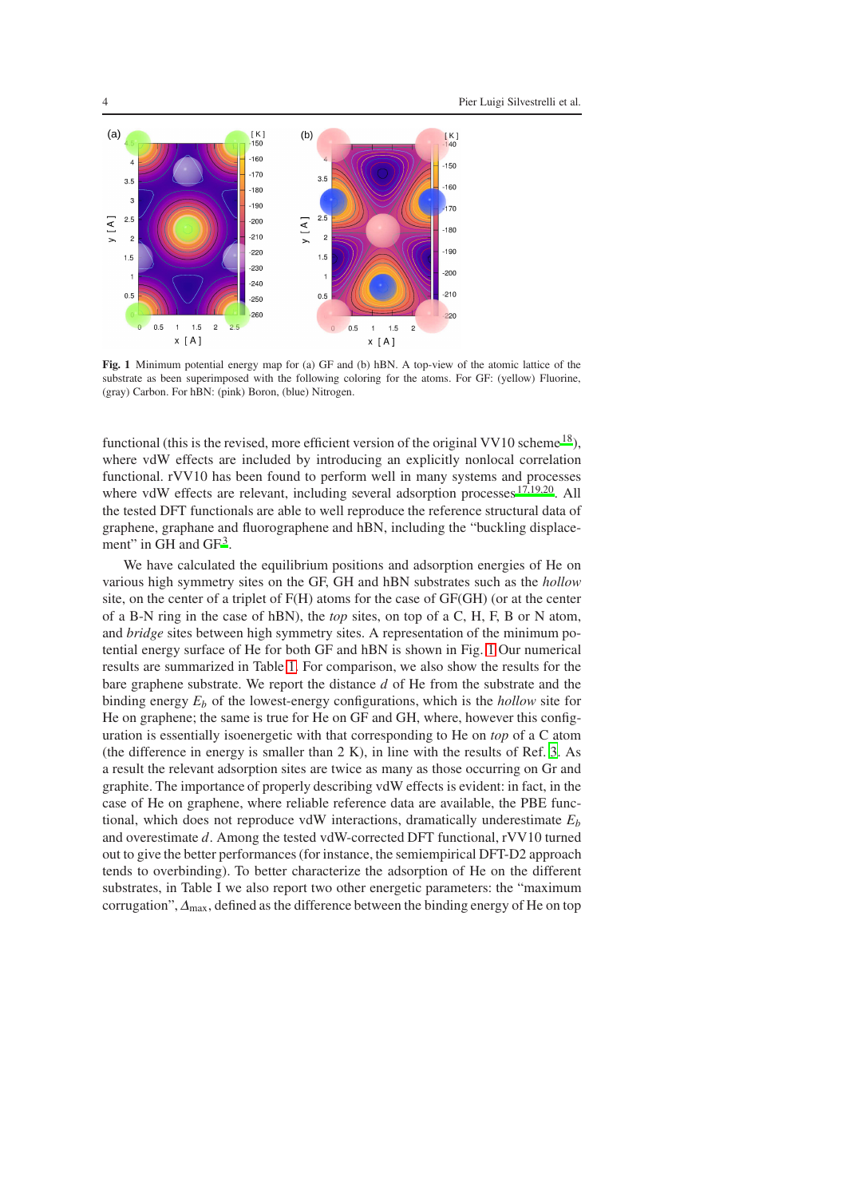**Fig. 1** Minimum potential energy map for (a) GF and (b) hBN. A top-view of the atomic lattice of the substrate as been superimposed with the following coloring for the atoms. For GF: (yellow) Fluorine, (gray) Carbon. For hBN: (pink) Boron, (blue) Nitrogen.

functional (this is the revised, more efficient version of the original VV10 scheme[18]), where vdW effects are included by introducing an explicitly nonlocal correlation functional. rVV10 has been found to perform well in many systems and processes where vdW effects are relevant, including several adsorption processes[17,19,20]. All the tested DFT functionals are able to well reproduce the reference structural data of graphene, graphane and fluorographene and hBN, including the "buckling displacement" in GH and GF[3].

We have calculated the equilibrium positions and adsorption energies of He on various high symmetry sites on the GF, GH and hBN substrates such as the *hollow* site, on the center of a triplet of F(H) atoms for the case of GF(GH) (or at the center of a B-N ring in the case of hBN), the *top* sites, on top of a C, H, F, B or N atom, and *bridge* sites between high symmetry sites. A representation of the minimum potential energy surface of He for both GF and hBN is shown in Fig. 1 Our numerical results are summarized in Table 1. For comparison, we also show the results for the bare graphene substrate. We report the distance $d$ of He from the substrate and the binding energy $E_b$ of the lowest-energy configurations, which is the *hollow* site for He on graphene; the same is true for He on GF and GH, where, however this configuration is essentially isoenergetic with that corresponding to He on *top* of a C atom (the difference in energy is smaller than 2 K), in line with the results of Ref. 3. As a result the relevant adsorption sites are twice as many as those occurring on Gr and graphite. The importance of properly describing vdW effects is evident: in fact, in the case of He on graphene, where reliable reference data are available, the PBE functional, which does not reproduce vdW interactions, dramatically underestimate $E_b$ and overestimate $d$. Among the tested vdW-corrected DFT functional, rVV10 turned out to give the better performances (for instance, the semiempirical DFT-D2 approach tends to overbinding). To better characterize the adsorption of He on the different substrates, in Table I we also report two other energetic parameters: the "maximum corrugation", $\Delta_{\max}$, defined as the difference between the binding energy of He on top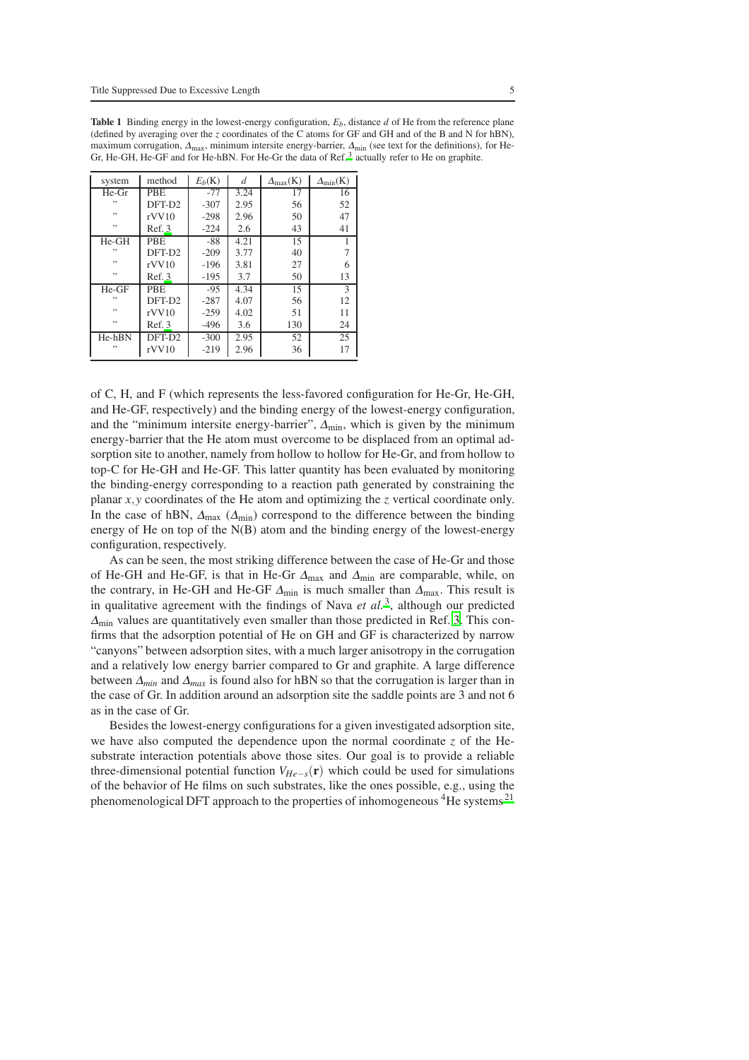**Table 1** Binding energy in the lowest-energy configuration, $E_b$, distance $d$ of He from the reference plane (defined by averaging over the $z$ coordinates of the C atoms for GF and GH and of the B and N for hBN), maximum corrugation, $\Delta_{max}$, minimum intersite energy-barrier, $\Delta_{min}$ (see text for the definitions), for He-Gr, He-GH, He-GF and for He-hBN. For He-Gr the data of Ref.[3] actually refer to He on graphite.

| system | method | $E_b$(K) | $d$ | $\Delta_{max}$(K) | $\Delta_{min}$(K) |
|---|---|---|---|---|---|
| He-Gr | PBE | -77 | 3.24 | 17 | 16 |
| ” | DFT-D2 | -307 | 2.95 | 56 | 52 |
| ” | rVV10 | -298 | 2.96 | 50 | 47 |
| ” | Ref. 3 | -224 | 2.6 | 43 | 41 |
| He-GH | PBE | -88 | 4.21 | 15 | 1 |
| ” | DFT-D2 | -209 | 3.77 | 40 | 7 |
| ” | rVV10 | -196 | 3.81 | 27 | 6 |
| ” | Ref. 3 | -195 | 3.7 | 50 | 13 |
| He-GF | PBE | -95 | 4.34 | 15 | 3 |
| ” | DFT-D2 | -287 | 4.07 | 56 | 12 |
| ” | rVV10 | -259 | 4.02 | 51 | 11 |
| ” | Ref. 3 | -496 | 3.6 | 130 | 24 |
| He-hBN | DFT-D2 | -300 | 2.95 | 52 | 25 |
| ” | rVV10 | -219 | 2.96 | 36 | 17 |

of C, H, and F (which represents the less-favored configuration for He-Gr, He-GH, and He-GF, respectively) and the binding energy of the lowest-energy configuration, and the "minimum intersite energy-barrier", $\Delta_{min}$, which is given by the minimum energy-barrier that the He atom must overcome to be displaced from an optimal adsorption site to another, namely from hollow to hollow for He-Gr, and from hollow to top-C for He-GH and He-GF. This latter quantity has been evaluated by monitoring the binding-energy corresponding to a reaction path generated by constraining the planar $x, y$ coordinates of the He atom and optimizing the $z$ vertical coordinate only. In the case of hBN, $\Delta_{max}$ ($\Delta_{min}$) correspond to the difference between the binding energy of He on top of the N(B) atom and the binding energy of the lowest-energy configuration, respectively.

As can be seen, the most striking difference between the case of He-Gr and those of He-GH and He-GF, is that in He-Gr $\Delta_{max}$ and $\Delta_{min}$ are comparable, while, on the contrary, in He-GH and He-GF $\Delta_{min}$ is much smaller than $\Delta_{max}$. This result is in qualitative agreement with the findings of Nava *et al.*[3], although our predicted $\Delta_{min}$ values are quantitatively even smaller than those predicted in Ref. 3. This confirms that the adsorption potential of He on GH and GF is characterized by narrow "canyons" between adsorption sites, with a much larger anisotropy in the corrugation and a relatively low energy barrier compared to Gr and graphite. A large difference between $\Delta_{min}$ and $\Delta_{max}$ is found also for hBN so that the corrugation is larger than in the case of Gr. In addition around an adsorption site the saddle points are 3 and not 6 as in the case of Gr.

Besides the lowest-energy configurations for a given investigated adsorption site, we have also computed the dependence upon the normal coordinate $z$ of the He-substrate interaction potentials above those sites. Our goal is to provide a reliable three-dimensional potential function $V_{He-s}(\mathbf{r})$ which could be used for simulations of the behavior of He films on such substrates, like the ones possible, e.g., using the phenomenological DFT approach to the properties of inhomogeneous $^4$He systems[21]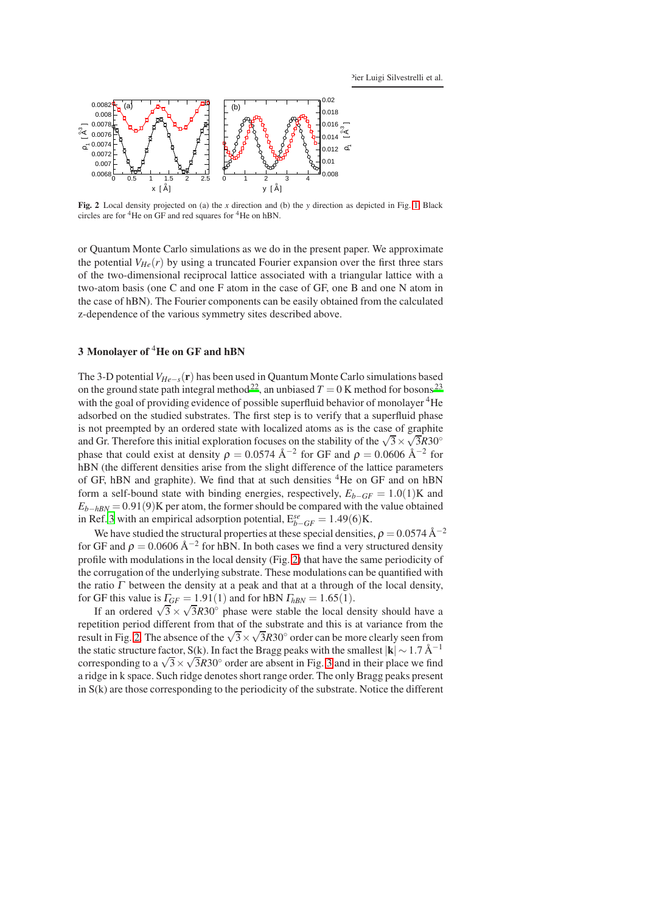**Fig. 2** Local density projected on (a) the *x* direction and (b) the *y* direction as depicted in Fig. 1. Black circles are for $^4$He on GF and red squares for $^4$He on hBN.

or Quantum Monte Carlo simulations as we do in the present paper. We approximate the potential $V_{He}(r)$ by using a truncated Fourier expansion over the first three stars of the two-dimensional reciprocal lattice associated with a triangular lattice with a two-atom basis (one C and one F atom in the case of GF, one B and one N atom in the case of hBN). The Fourier components can be easily obtained from the calculated z-dependence of the various symmetry sites described above.

## 3 Monolayer of $^4$He on GF and hBN

The 3-D potential $V_{He-s}(\mathbf{r})$ has been used in Quantum Monte Carlo simulations based on the ground state path integral method[22], an unbiased $T = 0$ K method for bosons[23], with the goal of providing evidence of possible superfluid behavior of monolayer $^4$He adsorbed on the studied substrates. The first step is to verify that a superfluid phase is not preempted by an ordered state with localized atoms as is the case of graphite and Gr. Therefore this initial exploration focuses on the stability of the $\sqrt{3}\times\sqrt{3}R30^\circ$ phase that could exist at density $\rho = 0.0574$ Å$^{-2}$ for GF and $\rho = 0.0606$ Å$^{-2}$ for hBN (the different densities arise from the slight difference of the lattice parameters of GF, hBN and graphite). We find that at such densities $^4$He on GF and on hBN form a self-bound state with binding energies, respectively, $E_{b-GF} = 1.0(1)$K and $E_{b-hBN} = 0.91(9)$K per atom, the former should be compared with the value obtained in Ref.[3] with an empirical adsorption potential, $E^{se}_{b-GF} = 1.49(6)$K.

We have studied the structural properties at these special densities, $\rho = 0.0574$ Å$^{-2}$ for GF and $\rho = 0.0606$ Å$^{-2}$ for hBN. In both cases we find a very structured density profile with modulations in the local density (Fig. 2) that have the same periodicity of the corrugation of the underlying substrate. These modulations can be quantified with the ratio $\Gamma$ between the density at a peak and that at a through of the local density, for GF this value is $\Gamma_{GF} = 1.91(1)$ and for hBN $\Gamma_{hBN} = 1.65(1)$.

If an ordered $\sqrt{3}\times\sqrt{3}R30^\circ$ phase were stable the local density should have a repetition period different from that of the substrate and this is at variance from the result in Fig. 2. The absence of the $\sqrt{3}\times\sqrt{3}R30^\circ$ order can be more clearly seen from the static structure factor, S(k). In fact the Bragg peaks with the smallest $|\mathbf{k}| \sim 1.7$ Å$^{-1}$ corresponding to a $\sqrt{3}\times\sqrt{3}R30^\circ$ order are absent in Fig. 3 and in their place we find a ridge in k space. Such ridge denotes short range order. The only Bragg peaks present in S(k) are those corresponding to the periodicity of the substrate. Notice the different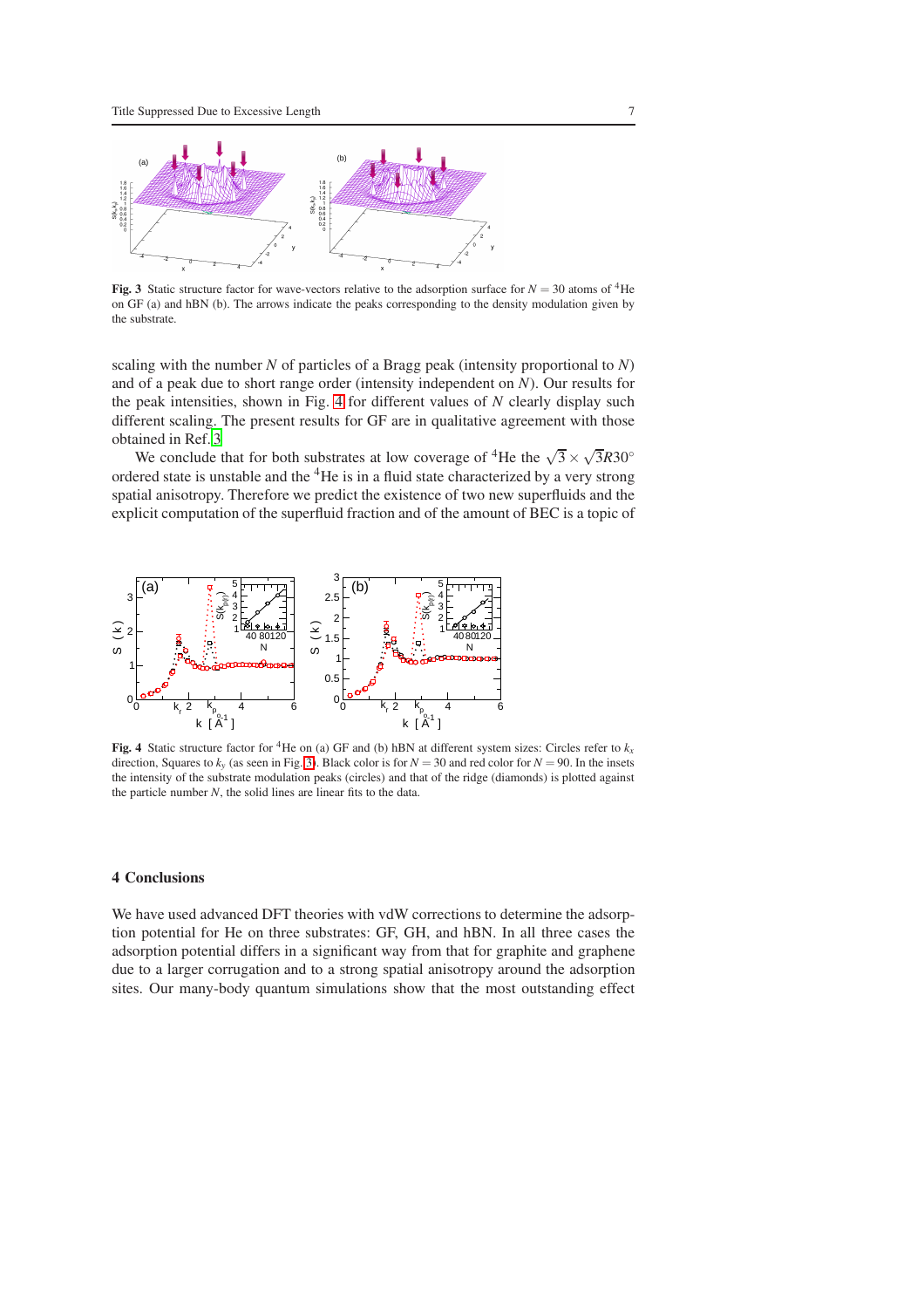**Fig. 3** Static structure factor for wave-vectors relative to the adsorption surface for $N = 30$ atoms of $^4$He on GF (a) and hBN (b). The arrows indicate the peaks corresponding to the density modulation given by the substrate.

scaling with the number $N$ of particles of a Bragg peak (intensity proportional to $N$) and of a peak due to short range order (intensity independent on $N$). Our results for the peak intensities, shown in Fig. 4 for different values of $N$ clearly display such different scaling. The present results for GF are in qualitative agreement with those obtained in Ref. 3.

We conclude that for both substrates at low coverage of $^4$He the $\sqrt{3}\times\sqrt{3}R30^{\circ}$ ordered state is unstable and the $^4$He is in a fluid state characterized by a very strong spatial anisotropy. Therefore we predict the existence of two new superfluids and the explicit computation of the superfluid fraction and of the amount of BEC is a topic of

**Fig. 4** Static structure factor for $^4$He on (a) GF and (b) hBN at different system sizes: Circles refer to $k_x$ direction, Squares to $k_y$ (as seen in Fig. 3). Black color is for $N = 30$ and red color for $N = 90$. In the insets the intensity of the substrate modulation peaks (circles) and that of the ridge (diamonds) is plotted against the particle number $N$, the solid lines are linear fits to the data.

## 4 Conclusions

We have used advanced DFT theories with vdW corrections to determine the adsorption potential for He on three substrates: GF, GH, and hBN. In all three cases the adsorption potential differs in a significant way from that for graphite and graphene due to a larger corrugation and to a strong spatial anisotropy around the adsorption sites. Our many-body quantum simulations show that the most outstanding effect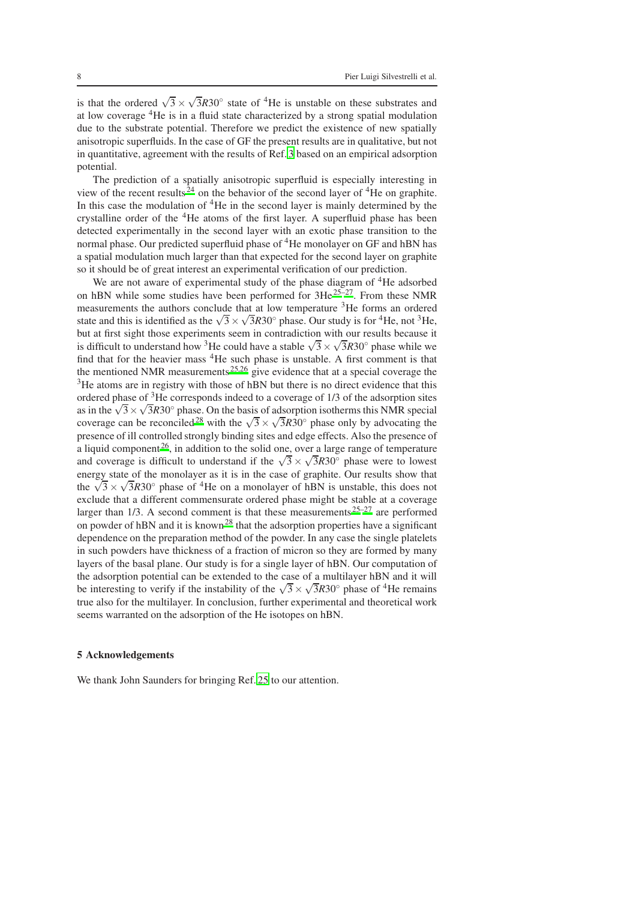is that the ordered $\sqrt{3}\times\sqrt{3}R30^\circ$ state of $^4$He is unstable on these substrates and at low coverage $^4$He is in a fluid state characterized by a strong spatial modulation due to the substrate potential. Therefore we predict the existence of new spatially anisotropic superfluids. In the case of GF the present results are in qualitative, but not in quantitative, agreement with the results of Ref. [3] based on an empirical adsorption potential.

The prediction of a spatially anisotropic superfluid is especially interesting in view of the recent results[24] on the behavior of the second layer of $^4$He on graphite. In this case the modulation of $^4$He in the second layer is mainly determined by the crystalline order of the $^4$He atoms of the first layer. A superfluid phase has been detected experimentally in the second layer with an exotic phase transition to the normal phase. Our predicted superfluid phase of $^4$He monolayer on GF and hBN has a spatial modulation much larger than that expected for the second layer on graphite so it should be of great interest an experimental verification of our prediction.

We are not aware of experimental study of the phase diagram of $^4$He adsorbed on hBN while some studies have been performed for 3He[25–27]. From these NMR measurements the authors conclude that at low temperature $^3$He forms an ordered state and this is identified as the $\sqrt{3}\times\sqrt{3}R30^\circ$ phase. Our study is for $^4$He, not $^3$He, but at first sight those experiments seem in contradiction with our results because it is difficult to understand how $^3$He could have a stable $\sqrt{3}\times\sqrt{3}R30^\circ$ phase while we find that for the heavier mass $^4$He such phase is unstable. A first comment is that the mentioned NMR measurements[25,26] give evidence that at a special coverage the $^3$He atoms are in registry with those of hBN but there is no direct evidence that this ordered phase of $^3$He corresponds indeed to a coverage of 1/3 of the adsorption sites as in the $\sqrt{3}\times\sqrt{3}R30^\circ$ phase. On the basis of adsorption isotherms this NMR special coverage can be reconciled[28] with the $\sqrt{3}\times\sqrt{3}R30^\circ$ phase only by advocating the presence of ill controlled strongly binding sites and edge effects. Also the presence of a liquid component[26], in addition to the solid one, over a large range of temperature and coverage is difficult to understand if the $\sqrt{3}\times\sqrt{3}R30^\circ$ phase were to lowest energy state of the monolayer as it is in the case of graphite. Our results show that the $\sqrt{3}\times\sqrt{3}R30^\circ$ phase of $^4$He on a monolayer of hBN is unstable, this does not exclude that a different commensurate ordered phase might be stable at a coverage larger than 1/3. A second comment is that these measurements[25–27] are performed on powder of hBN and it is known[28] that the adsorption properties have a significant dependence on the preparation method of the powder. In any case the single platelets in such powders have thickness of a fraction of micron so they are formed by many layers of the basal plane. Our study is for a single layer of hBN. Our computation of the adsorption potential can be extended to the case of a multilayer hBN and it will be interesting to verify if the instability of the $\sqrt{3}\times\sqrt{3}R30^\circ$ phase of $^4$He remains true also for the multilayer. In conclusion, further experimental and theoretical work seems warranted on the adsorption of the He isotopes on hBN.

## 5 Acknowledgements

We thank John Saunders for bringing Ref. [25] to our attention.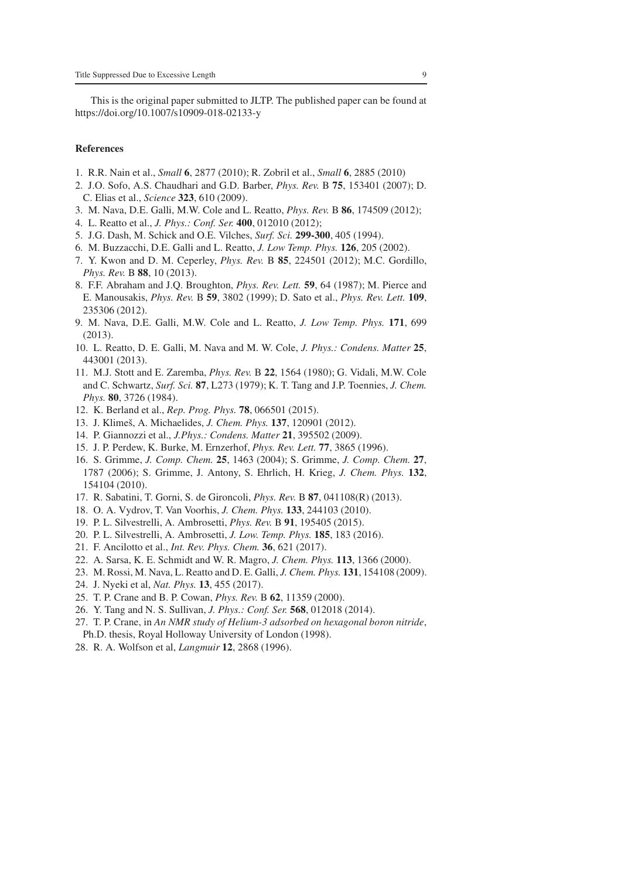This is the original paper submitted to JLTP. The published paper can be found at https://doi.org/10.1007/s10909-018-02133-y

## References

1. R.R. Nain et al., *Small* **6**, 2877 (2010); R. Zobril et al., *Small* **6**, 2885 (2010)
2. J.O. Sofo, A.S. Chaudhari and G.D. Barber, *Phys. Rev.* B **75**, 153401 (2007); D. C. Elias et al., *Science* **323**, 610 (2009).
3. M. Nava, D.E. Galli, M.W. Cole and L. Reatto, *Phys. Rev.* B **86**, 174509 (2012);
4. L. Reatto et al., *J. Phys.: Conf. Ser.* **400**, 012010 (2012);
5. J.G. Dash, M. Schick and O.E. Vilches, *Surf. Sci.* **299-300**, 405 (1994).
6. M. Buzzacchi, D.E. Galli and L. Reatto, *J. Low Temp. Phys.* **126**, 205 (2002).
7. Y. Kwon and D. M. Ceperley, *Phys. Rev.* B **85**, 224501 (2012); M.C. Gordillo, *Phys. Rev.* B **88**, 10 (2013).
8. F.F. Abraham and J.Q. Broughton, *Phys. Rev. Lett.* **59**, 64 (1987); M. Pierce and E. Manousakis, *Phys. Rev.* B **59**, 3802 (1999); D. Sato et al., *Phys. Rev. Lett.* **109**, 235306 (2012).
9. M. Nava, D.E. Galli, M.W. Cole and L. Reatto, *J. Low Temp. Phys.* **171**, 699 (2013).
10. L. Reatto, D. E. Galli, M. Nava and M. W. Cole, *J. Phys.: Condens. Matter* **25**, 443001 (2013).
11. M.J. Stott and E. Zaremba, *Phys. Rev.* B **22**, 1564 (1980); G. Vidali, M.W. Cole and C. Schwartz, *Surf. Sci.* **87**, L273 (1979); K. T. Tang and J.P. Toennies, *J. Chem. Phys.* **80**, 3726 (1984).
12. K. Berland et al., *Rep. Prog. Phys.* **78**, 066501 (2015).
13. J. Klimeš, A. Michaelides, *J. Chem. Phys.* **137**, 120901 (2012).
14. P. Giannozzi et al., *J.Phys.: Condens. Matter* **21**, 395502 (2009).
15. J. P. Perdew, K. Burke, M. Ernzerhof, *Phys. Rev. Lett.* **77**, 3865 (1996).
16. S. Grimme, *J. Comp. Chem.* **25**, 1463 (2004); S. Grimme, *J. Comp. Chem.* **27**, 1787 (2006); S. Grimme, J. Antony, S. Ehrlich, H. Krieg, *J. Chem. Phys.* **132**, 154104 (2010).
17. R. Sabatini, T. Gorni, S. de Gironcoli, *Phys. Rev.* B **87**, 041108(R) (2013).
18. O. A. Vydrov, T. Van Voorhis, *J. Chem. Phys.* **133**, 244103 (2010).
19. P. L. Silvestrelli, A. Ambrosetti, *Phys. Rev.* B **91**, 195405 (2015).
20. P. L. Silvestrelli, A. Ambrosetti, *J. Low. Temp. Phys.* **185**, 183 (2016).
21. F. Ancilotto et al., *Int. Rev. Phys. Chem.* **36**, 621 (2017).
22. A. Sarsa, K. E. Schmidt and W. R. Magro, *J. Chem. Phys.* **113**, 1366 (2000).
23. M. Rossi, M. Nava, L. Reatto and D. E. Galli, *J. Chem. Phys.* **131**, 154108 (2009).
24. J. Nyeki et al, *Nat. Phys.* **13**, 455 (2017).
25. T. P. Crane and B. P. Cowan, *Phys. Rev.* B **62**, 11359 (2000).
26. Y. Tang and N. S. Sullivan, *J. Phys.: Conf. Ser.* **568**, 012018 (2014).
27. T. P. Crane, in *An NMR study of Helium-3 adsorbed on hexagonal boron nitride*, Ph.D. thesis, Royal Holloway University of London (1998).
28. R. A. Wolfson et al, *Langmuir* **12**, 2868 (1996).